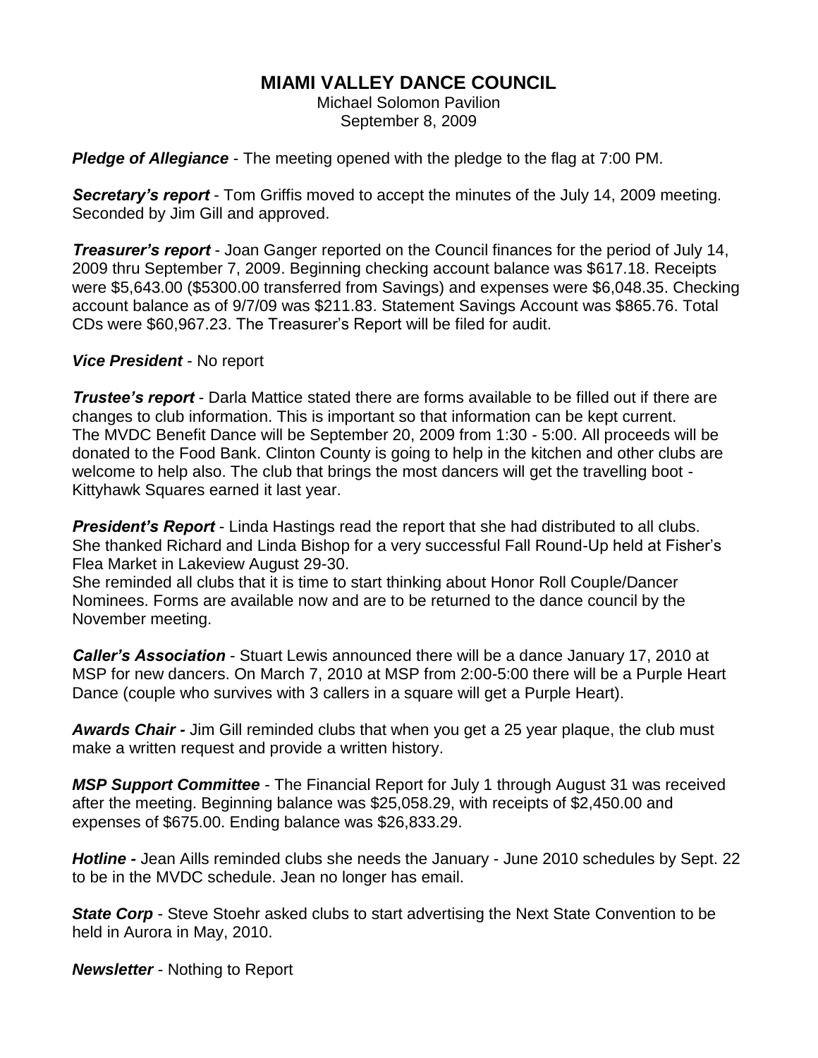# MIAMI VALLEY DANCE COUNCIL

Michael Solomon Pavilion
September 8, 2009

***Pledge of Allegiance*** - The meeting opened with the pledge to the flag at 7:00 PM.

***Secretary's report*** - Tom Griffis moved to accept the minutes of the July 14, 2009 meeting. Seconded by Jim Gill and approved.

***Treasurer's report*** - Joan Ganger reported on the Council finances for the period of July 14, 2009 thru September 7, 2009. Beginning checking account balance was $617.18. Receipts were $5,643.00 ($5300.00 transferred from Savings) and expenses were $6,048.35. Checking account balance as of 9/7/09 was $211.83. Statement Savings Account was $865.76. Total CDs were $60,967.23. The Treasurer's Report will be filed for audit.

***Vice President*** - No report

***Trustee's report*** - Darla Mattice stated there are forms available to be filled out if there are changes to club information. This is important so that information can be kept current. The MVDC Benefit Dance will be September 20, 2009 from 1:30 - 5:00. All proceeds will be donated to the Food Bank. Clinton County is going to help in the kitchen and other clubs are welcome to help also. The club that brings the most dancers will get the travelling boot - Kittyhawk Squares earned it last year.

***President's Report*** - Linda Hastings read the report that she had distributed to all clubs. She thanked Richard and Linda Bishop for a very successful Fall Round-Up held at Fisher's Flea Market in Lakeview August 29-30.
She reminded all clubs that it is time to start thinking about Honor Roll Couple/Dancer Nominees. Forms are available now and are to be returned to the dance council by the November meeting.

***Caller's Association*** - Stuart Lewis announced there will be a dance January 17, 2010 at MSP for new dancers. On March 7, 2010 at MSP from 2:00-5:00 there will be a Purple Heart Dance (couple who survives with 3 callers in a square will get a Purple Heart).

***Awards Chair -*** Jim Gill reminded clubs that when you get a 25 year plaque, the club must make a written request and provide a written history.

***MSP Support Committee*** - The Financial Report for July 1 through August 31 was received after the meeting. Beginning balance was $25,058.29, with receipts of $2,450.00 and expenses of $675.00. Ending balance was $26,833.29.

***Hotline -*** Jean Aills reminded clubs she needs the January - June 2010 schedules by Sept. 22 to be in the MVDC schedule. Jean no longer has email.

***State Corp*** - Steve Stoehr asked clubs to start advertising the Next State Convention to be held in Aurora in May, 2010.

***Newsletter*** - Nothing to Report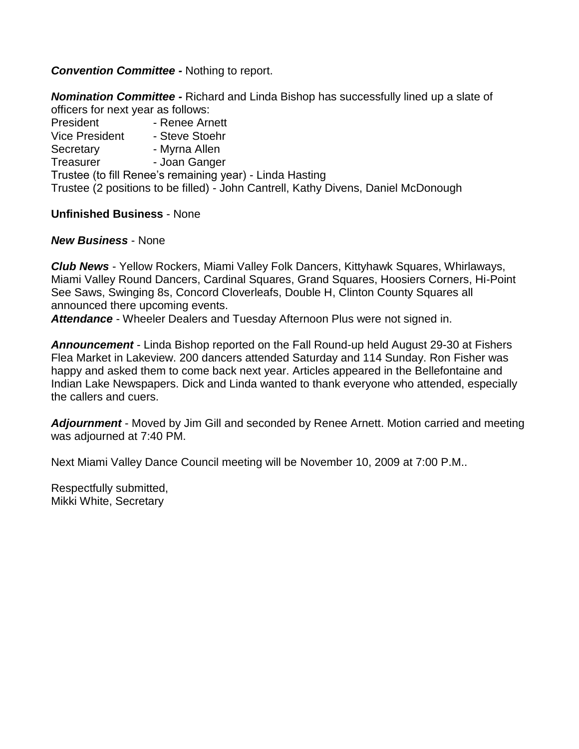***Convention Committee -*** Nothing to report.

***Nomination Committee -*** Richard and Linda Bishop has successfully lined up a slate of officers for next year as follows:

President - Renee Arnett
Vice President - Steve Stoehr
Secretary - Myrna Allen
Treasurer - Joan Ganger
Trustee (to fill Renee's remaining year) - Linda Hasting
Trustee (2 positions to be filled) - John Cantrell, Kathy Divens, Daniel McDonough

**Unfinished Business** - None

***New Business*** - None

***Club News*** - Yellow Rockers, Miami Valley Folk Dancers, Kittyhawk Squares, Whirlaways, Miami Valley Round Dancers, Cardinal Squares, Grand Squares, Hoosiers Corners, Hi-Point See Saws, Swinging 8s, Concord Cloverleafs, Double H, Clinton County Squares all announced there upcoming events.

***Attendance*** - Wheeler Dealers and Tuesday Afternoon Plus were not signed in.

***Announcement*** - Linda Bishop reported on the Fall Round-up held August 29-30 at Fishers Flea Market in Lakeview. 200 dancers attended Saturday and 114 Sunday. Ron Fisher was happy and asked them to come back next year. Articles appeared in the Bellefontaine and Indian Lake Newspapers. Dick and Linda wanted to thank everyone who attended, especially the callers and cuers.

***Adjournment*** - Moved by Jim Gill and seconded by Renee Arnett. Motion carried and meeting was adjourned at 7:40 PM.

Next Miami Valley Dance Council meeting will be November 10, 2009 at 7:00 P.M..

Respectfully submitted,
Mikki White, Secretary